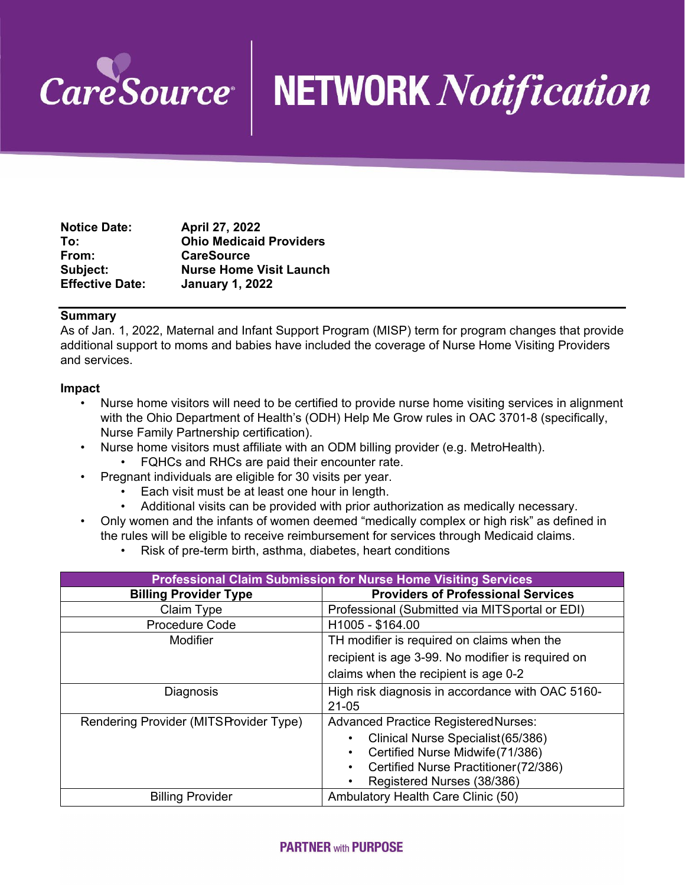# CareSource | NETWORK *Notification*

| | |
|---|---|
| **Notice Date:** | **April 27, 2022** |
| **To:** | **Ohio Medicaid Providers** |
| **From:** | **CareSource** |
| **Subject:** | **Nurse Home Visit Launch** |
| **Effective Date:** | **January 1, 2022** |

## Summary

As of Jan. 1, 2022, Maternal and Infant Support Program (MISP) term for program changes that provide additional support to moms and babies have included the coverage of Nurse Home Visiting Providers and services.

## Impact

- Nurse home visitors will need to be certified to provide nurse home visiting services in alignment with the Ohio Department of Health's (ODH) Help Me Grow rules in OAC 3701-8 (specifically, Nurse Family Partnership certification).
- Nurse home visitors must affiliate with an ODM billing provider (e.g. MetroHealth).
  - FQHCs and RHCs are paid their encounter rate.
- Pregnant individuals are eligible for 30 visits per year.
  - Each visit must be at least one hour in length.
  - Additional visits can be provided with prior authorization as medically necessary.
- Only women and the infants of women deemed "medically complex or high risk" as defined in the rules will be eligible to receive reimbursement for services through Medicaid claims.
  - Risk of pre-term birth, asthma, diabetes, heart conditions

| Professional Claim Submission for Nurse Home Visiting Services | |
|---|---|
| **Billing Provider Type** | **Providers of Professional Services** |
| Claim Type | Professional (Submitted via MITS portal or EDI) |
| Procedure Code | H1005 - $164.00 |
| Modifier | TH modifier is required on claims when the recipient is age 3-99. No modifier is required on claims when the recipient is age 0-2 |
| Diagnosis | High risk diagnosis in accordance with OAC 5160-21-05 |
| Rendering Provider (MITS Provider Type) | Advanced Practice Registered Nurses: <br>• Clinical Nurse Specialist (65/386) <br>• Certified Nurse Midwife (71/386) <br>• Certified Nurse Practitioner (72/386) <br>• Registered Nurses (38/386) |
| Billing Provider | Ambulatory Health Care Clinic (50) |

**PARTNER** with **PURPOSE**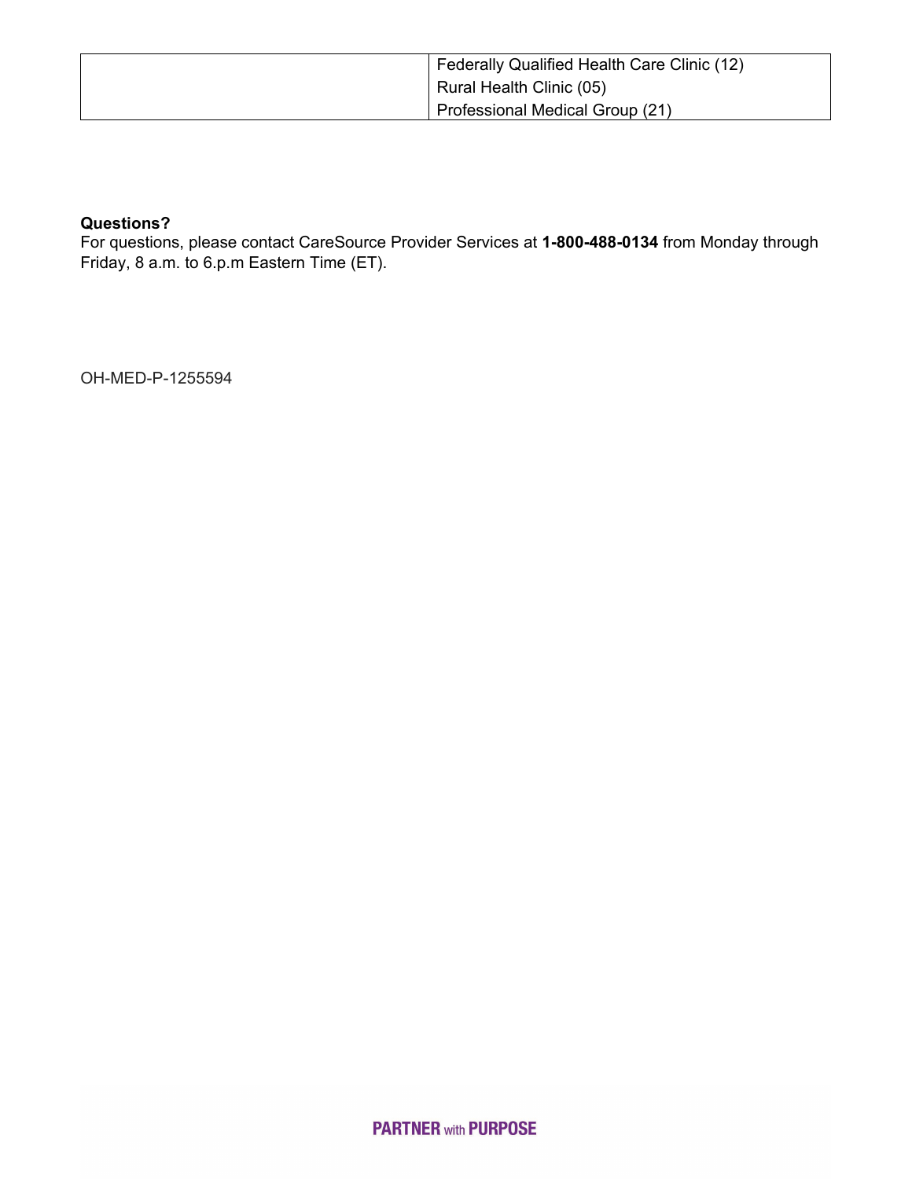| | |
|---|---|
| | Federally Qualified Health Care Clinic (12)<br>Rural Health Clinic (05)<br>Professional Medical Group (21) |

**Questions?**
For questions, please contact CareSource Provider Services at **1-800-488-0134** from Monday through Friday, 8 a.m. to 6.p.m Eastern Time (ET).

OH-MED-P-1255594

**PARTNER** with **PURPOSE**